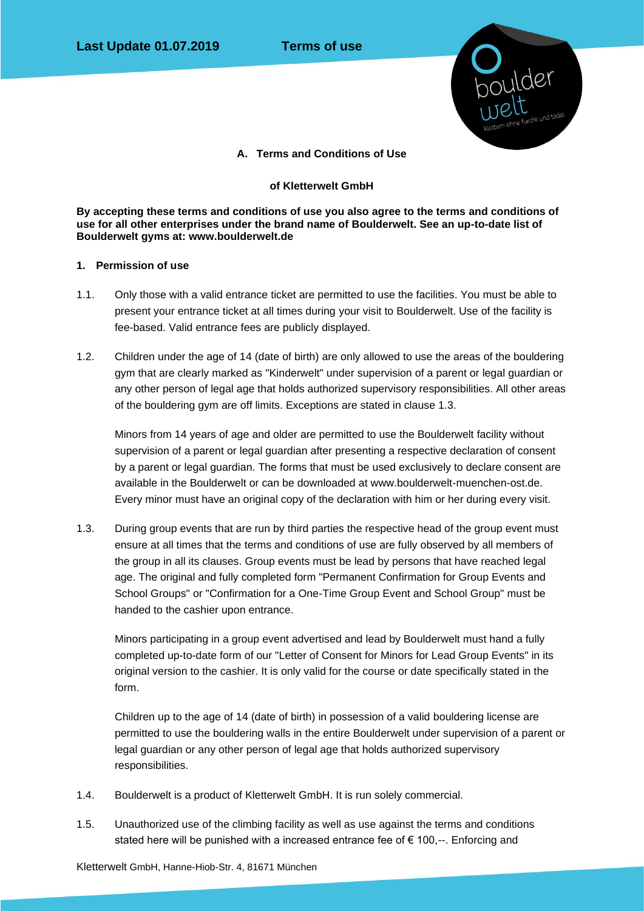**Last Update 01.07.2019 Terms of use**

## A. Terms and Conditions of Use

### of Kletterwelt GmbH

**By accepting these terms and conditions of use you also agree to the terms and conditions of use for all other enterprises under the brand name of Boulderwelt. See an up-to-date list of Boulderwelt gyms at: www.boulderwelt.de**

### 1. Permission of use

1.1. Only those with a valid entrance ticket are permitted to use the facilities. You must be able to present your entrance ticket at all times during your visit to Boulderwelt. Use of the facility is fee-based. Valid entrance fees are publicly displayed.

1.2. Children under the age of 14 (date of birth) are only allowed to use the areas of the bouldering gym that are clearly marked as "Kinderwelt" under supervision of a parent or legal guardian or any other person of legal age that holds authorized supervisory responsibilities. All other areas of the bouldering gym are off limits. Exceptions are stated in clause 1.3.

Minors from 14 years of age and older are permitted to use the Boulderwelt facility without supervision of a parent or legal guardian after presenting a respective declaration of consent by a parent or legal guardian. The forms that must be used exclusively to declare consent are available in the Boulderwelt or can be downloaded at www.boulderwelt-muenchen-ost.de. Every minor must have an original copy of the declaration with him or her during every visit.

1.3. During group events that are run by third parties the respective head of the group event must ensure at all times that the terms and conditions of use are fully observed by all members of the group in all its clauses. Group events must be lead by persons that have reached legal age. The original and fully completed form "Permanent Confirmation for Group Events and School Groups" or "Confirmation for a One-Time Group Event and School Group" must be handed to the cashier upon entrance.

Minors participating in a group event advertised and lead by Boulderwelt must hand a fully completed up-to-date form of our "Letter of Consent for Minors for Lead Group Events" in its original version to the cashier. It is only valid for the course or date specifically stated in the form.

Children up to the age of 14 (date of birth) in possession of a valid bouldering license are permitted to use the bouldering walls in the entire Boulderwelt under supervision of a parent or legal guardian or any other person of legal age that holds authorized supervisory responsibilities.

1.4. Boulderwelt is a product of Kletterwelt GmbH. It is run solely commercial.

1.5. Unauthorized use of the climbing facility as well as use against the terms and conditions stated here will be punished with a increased entrance fee of € 100,--. Enforcing and

Kletterwelt GmbH, Hanne-Hiob-Str. 4, 81671 München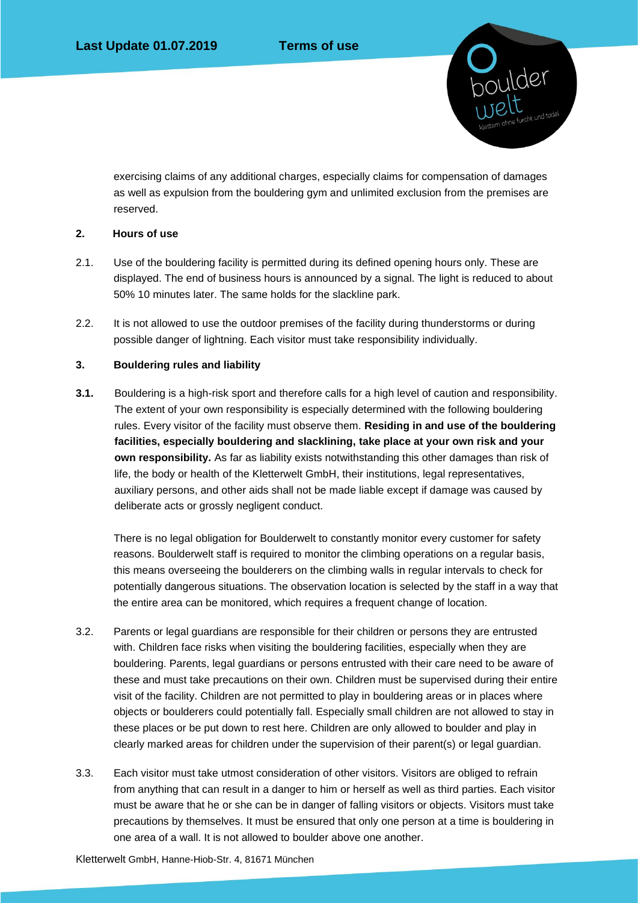exercising claims of any additional charges, especially claims for compensation of damages as well as expulsion from the bouldering gym and unlimited exclusion from the premises are reserved.

## 2. Hours of use

2.1. Use of the bouldering facility is permitted during its defined opening hours only. These are displayed. The end of business hours is announced by a signal. The light is reduced to about 50% 10 minutes later. The same holds for the slackline park.

2.2. It is not allowed to use the outdoor premises of the facility during thunderstorms or during possible danger of lightning. Each visitor must take responsibility individually.

## 3. Bouldering rules and liability

**3.1.** Bouldering is a high-risk sport and therefore calls for a high level of caution and responsibility. The extent of your own responsibility is especially determined with the following bouldering rules. Every visitor of the facility must observe them. **Residing in and use of the bouldering facilities, especially bouldering and slacklining, take place at your own risk and your own responsibility.** As far as liability exists notwithstanding this other damages than risk of life, the body or health of the Kletterwelt GmbH, their institutions, legal representatives, auxiliary persons, and other aids shall not be made liable except if damage was caused by deliberate acts or grossly negligent conduct.

There is no legal obligation for Boulderwelt to constantly monitor every customer for safety reasons. Boulderwelt staff is required to monitor the climbing operations on a regular basis, this means overseeing the boulderers on the climbing walls in regular intervals to check for potentially dangerous situations. The observation location is selected by the staff in a way that the entire area can be monitored, which requires a frequent change of location.

3.2. Parents or legal guardians are responsible for their children or persons they are entrusted with. Children face risks when visiting the bouldering facilities, especially when they are bouldering. Parents, legal guardians or persons entrusted with their care need to be aware of these and must take precautions on their own. Children must be supervised during their entire visit of the facility. Children are not permitted to play in bouldering areas or in places where objects or boulderers could potentially fall. Especially small children are not allowed to stay in these places or be put down to rest here. Children are only allowed to boulder and play in clearly marked areas for children under the supervision of their parent(s) or legal guardian.

3.3. Each visitor must take utmost consideration of other visitors. Visitors are obliged to refrain from anything that can result in a danger to him or herself as well as third parties. Each visitor must be aware that he or she can be in danger of falling visitors or objects. Visitors must take precautions by themselves. It must be ensured that only one person at a time is bouldering in one area of a wall. It is not allowed to boulder above one another.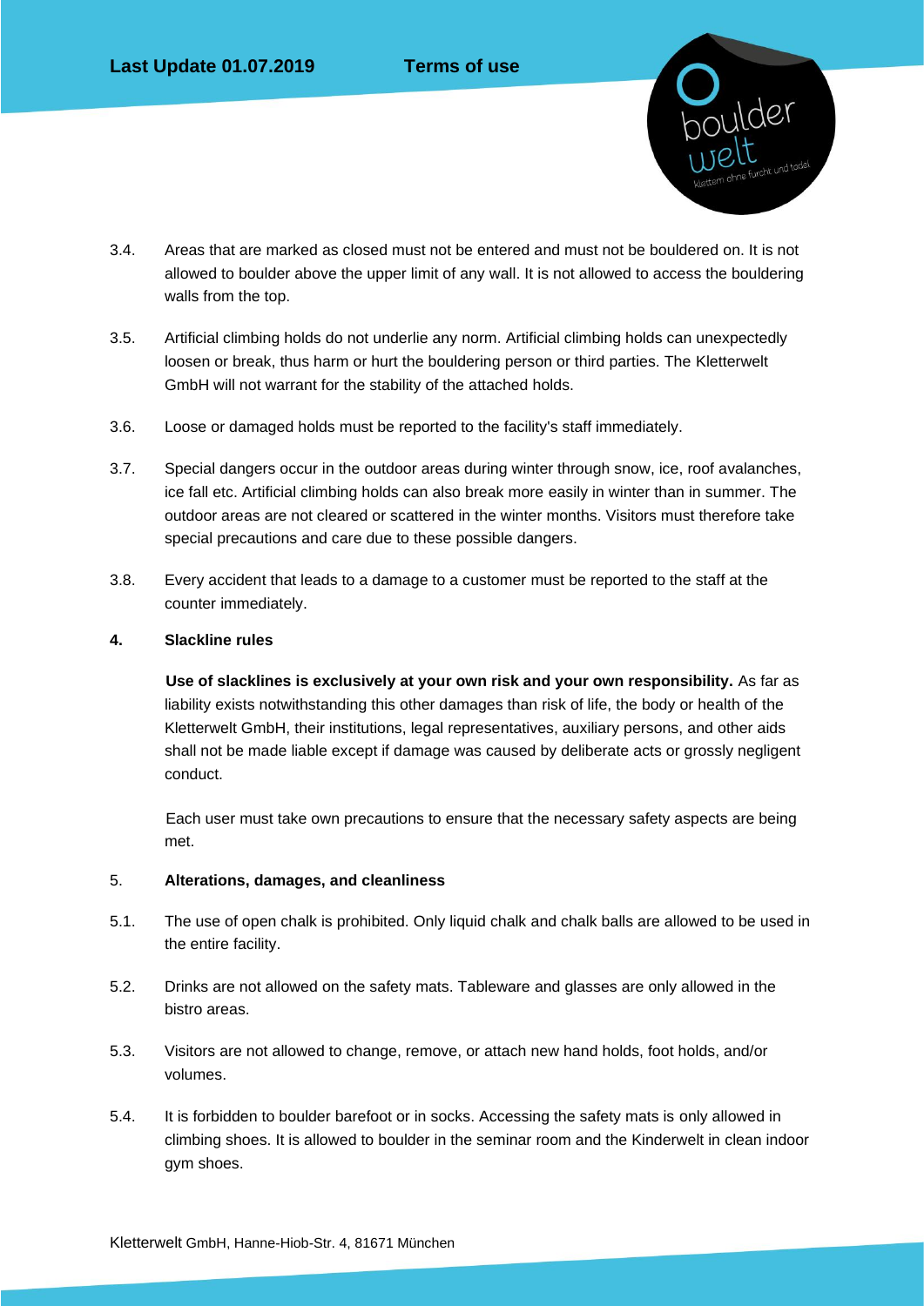3.4. Areas that are marked as closed must not be entered and must not be bouldered on. It is not allowed to boulder above the upper limit of any wall. It is not allowed to access the bouldering walls from the top.

3.5. Artificial climbing holds do not underlie any norm. Artificial climbing holds can unexpectedly loosen or break, thus harm or hurt the bouldering person or third parties. The Kletterwelt GmbH will not warrant for the stability of the attached holds.

3.6. Loose or damaged holds must be reported to the facility's staff immediately.

3.7. Special dangers occur in the outdoor areas during winter through snow, ice, roof avalanches, ice fall etc. Artificial climbing holds can also break more easily in winter than in summer. The outdoor areas are not cleared or scattered in the winter months. Visitors must therefore take special precautions and care due to these possible dangers.

3.8. Every accident that leads to a damage to a customer must be reported to the staff at the counter immediately.

## 4. Slackline rules

**Use of slacklines is exclusively at your own risk and your own responsibility.** As far as liability exists notwithstanding this other damages than risk of life, the body or health of the Kletterwelt GmbH, their institutions, legal representatives, auxiliary persons, and other aids shall not be made liable except if damage was caused by deliberate acts or grossly negligent conduct.

Each user must take own precautions to ensure that the necessary safety aspects are being met.

## 5. Alterations, damages, and cleanliness

5.1. The use of open chalk is prohibited. Only liquid chalk and chalk balls are allowed to be used in the entire facility.

5.2. Drinks are not allowed on the safety mats. Tableware and glasses are only allowed in the bistro areas.

5.3. Visitors are not allowed to change, remove, or attach new hand holds, foot holds, and/or volumes.

5.4. It is forbidden to boulder barefoot or in socks. Accessing the safety mats is only allowed in climbing shoes. It is allowed to boulder in the seminar room and the Kinderwelt in clean indoor gym shoes.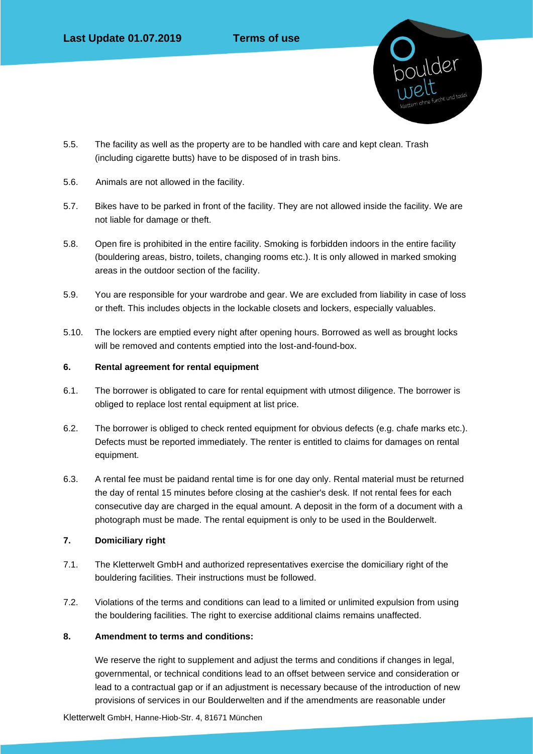5.5. The facility as well as the property are to be handled with care and kept clean. Trash (including cigarette butts) have to be disposed of in trash bins.

5.6. Animals are not allowed in the facility.

5.7. Bikes have to be parked in front of the facility. They are not allowed inside the facility. We are not liable for damage or theft.

5.8. Open fire is prohibited in the entire facility. Smoking is forbidden indoors in the entire facility (bouldering areas, bistro, toilets, changing rooms etc.). It is only allowed in marked smoking areas in the outdoor section of the facility.

5.9. You are responsible for your wardrobe and gear. We are excluded from liability in case of loss or theft. This includes objects in the lockable closets and lockers, especially valuables.

5.10. The lockers are emptied every night after opening hours. Borrowed as well as brought locks will be removed and contents emptied into the lost-and-found-box.

## 6. Rental agreement for rental equipment

6.1. The borrower is obligated to care for rental equipment with utmost diligence. The borrower is obliged to replace lost rental equipment at list price.

6.2. The borrower is obliged to check rented equipment for obvious defects (e.g. chafe marks etc.). Defects must be reported immediately. The renter is entitled to claims for damages on rental equipment.

6.3. A rental fee must be paidand rental time is for one day only. Rental material must be returned the day of rental 15 minutes before closing at the cashier's desk. If not rental fees for each consecutive day are charged in the equal amount. A deposit in the form of a document with a photograph must be made. The rental equipment is only to be used in the Boulderwelt.

## 7. Domiciliary right

7.1. The Kletterwelt GmbH and authorized representatives exercise the domiciliary right of the bouldering facilities. Their instructions must be followed.

7.2. Violations of the terms and conditions can lead to a limited or unlimited expulsion from using the bouldering facilities. The right to exercise additional claims remains unaffected.

## 8. Amendment to terms and conditions:

We reserve the right to supplement and adjust the terms and conditions if changes in legal, governmental, or technical conditions lead to an offset between service and consideration or lead to a contractual gap or if an adjustment is necessary because of the introduction of new provisions of services in our Boulderwelten and if the amendments are reasonable under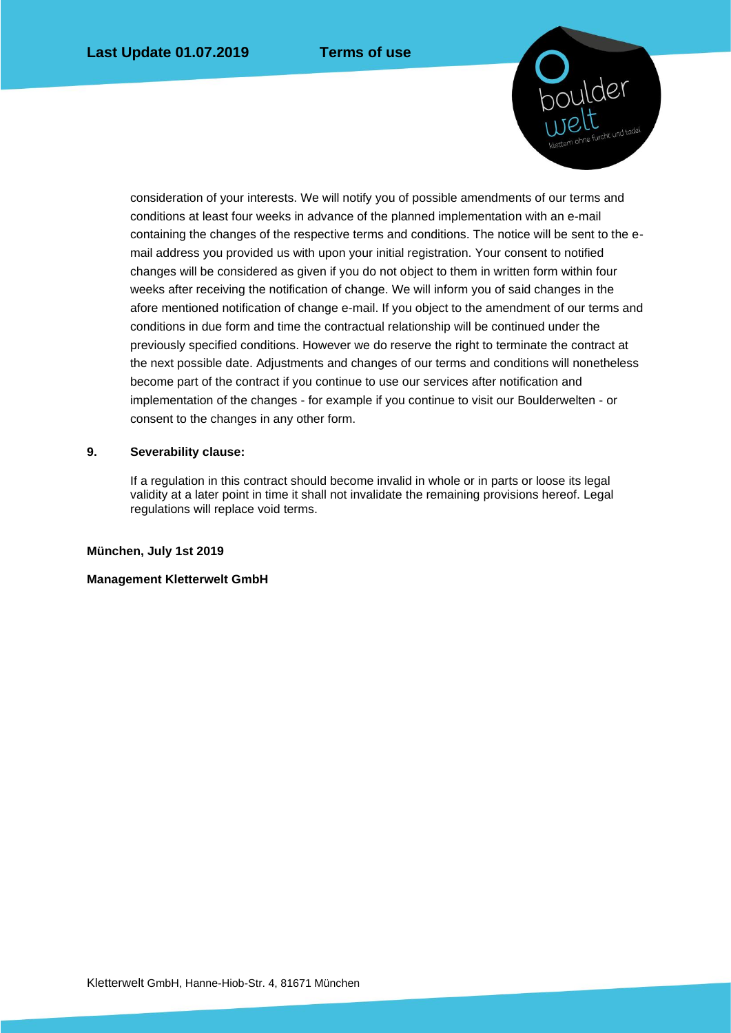consideration of your interests. We will notify you of possible amendments of our terms and conditions at least four weeks in advance of the planned implementation with an e-mail containing the changes of the respective terms and conditions. The notice will be sent to the e-mail address you provided us with upon your initial registration. Your consent to notified changes will be considered as given if you do not object to them in written form within four weeks after receiving the notification of change. We will inform you of said changes in the afore mentioned notification of change e-mail. If you object to the amendment of our terms and conditions in due form and time the contractual relationship will be continued under the previously specified conditions. However we do reserve the right to terminate the contract at the next possible date. Adjustments and changes of our terms and conditions will nonetheless become part of the contract if you continue to use our services after notification and implementation of the changes - for example if you continue to visit our Boulderwelten - or consent to the changes in any other form.

**9. Severability clause:**

If a regulation in this contract should become invalid in whole or in parts or loose its legal validity at a later point in time it shall not invalidate the remaining provisions hereof. Legal regulations will replace void terms.

**München, July 1st 2019**

**Management Kletterwelt GmbH**